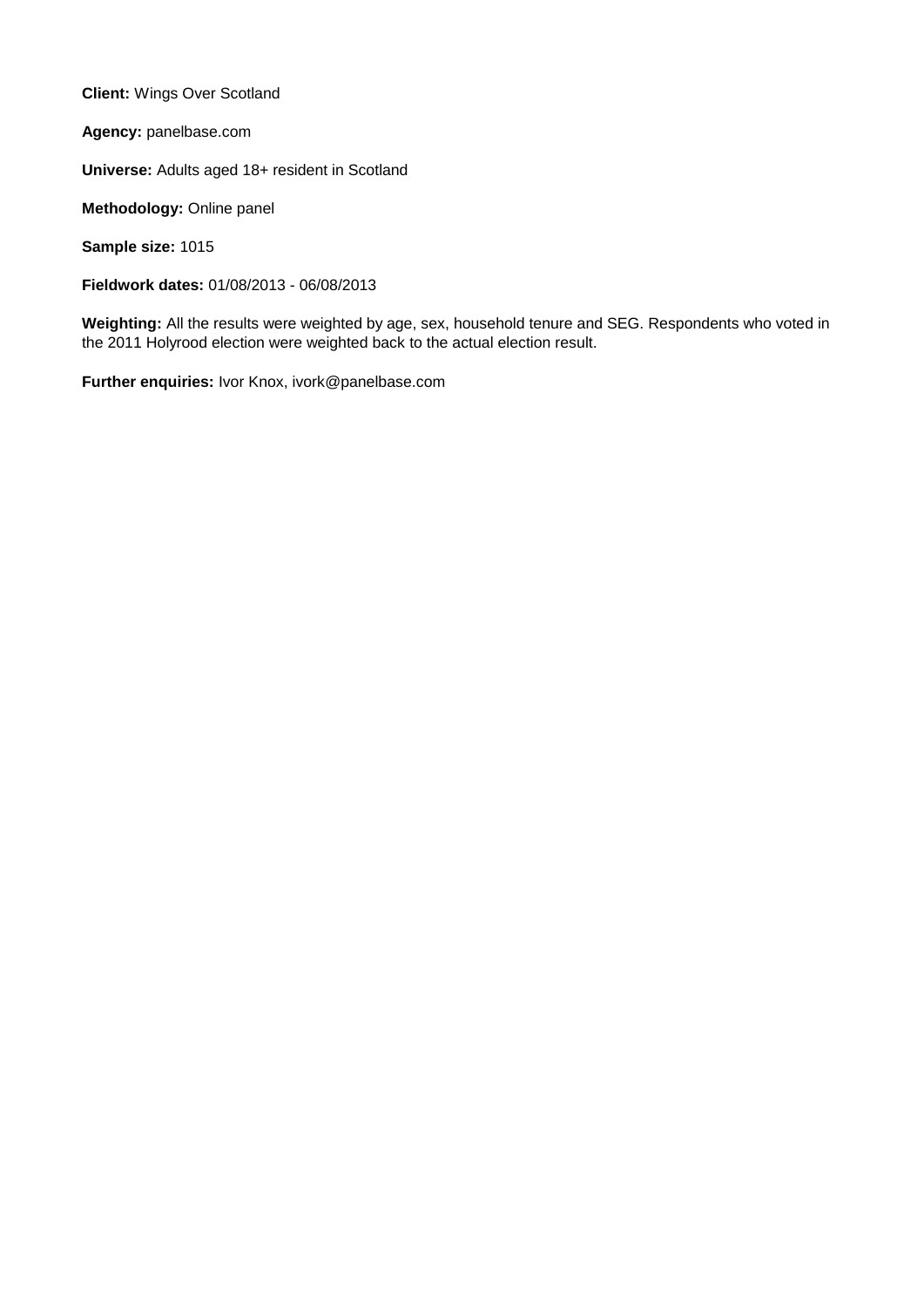**Client:** Wings Over Scotland

**Agency:** panelbase.com

**Universe:** Adults aged 18+ resident in Scotland

**Methodology:** Online panel

**Sample size:** 1015

**Fieldwork dates:** 01/08/2013 - 06/08/2013

**Weighting:** All the results were weighted by age, sex, household tenure and SEG. Respondents who voted in the 2011 Holyrood election were weighted back to the actual election result.

**Further enquiries:** Ivor Knox, ivork@panelbase.com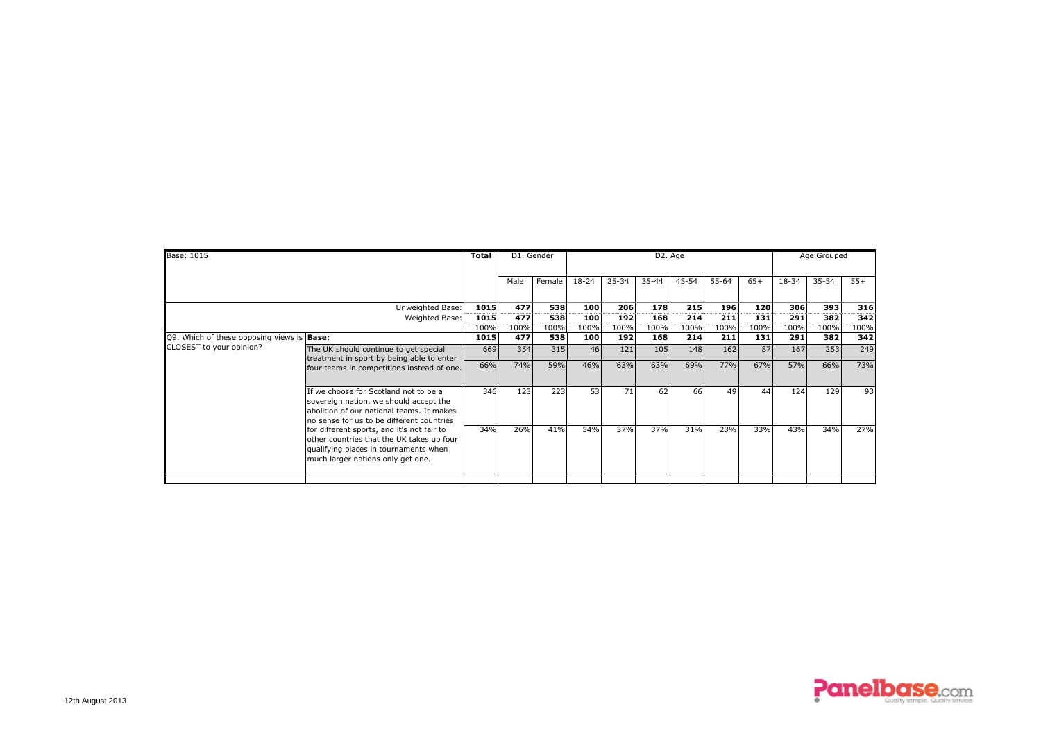| Base: 1015 | | Total | D1. Gender | | D2. Age | | | | | | Age Grouped | | |
|---|---|---|---|---|---|---|---|---|---|---|---|---|---|
| | | | Male | Female | 18-24 | 25-34 | 35-44 | 45-54 | 55-64 | 65+ | 18-34 | 35-54 | 55+ |
| | Unweighted Base: | **1015** | **477** | **538** | **100** | **206** | **178** | **215** | **196** | **120** | **306** | **393** | **316** |
| | Weighted Base: | **1015** | **477** | **538** | **100** | **192** | **168** | **214** | **211** | **131** | **291** | **382** | **342** |
| | | 100% | 100% | 100% | 100% | 100% | 100% | 100% | 100% | 100% | 100% | 100% | 100% |
| Q9. Which of these opposing views is CLOSEST to your opinion? | **Base:** | **1015** | **477** | **538** | **100** | **192** | **168** | **214** | **211** | **131** | **291** | **382** | **342** |
| | The UK should continue to get special treatment in sport by being able to enter four teams in competitions instead of one. | 669 | 354 | 315 | 46 | 121 | 105 | 148 | 162 | 87 | 167 | 253 | 249 |
| | | 66% | 74% | 59% | 46% | 63% | 63% | 69% | 77% | 67% | 57% | 66% | 73% |
| | If we choose for Scotland not to be a sovereign nation, we should accept the abolition of our national teams. It makes no sense for us to be different countries for different sports, and it's not fair to other countries that the UK takes up four qualifying places in tournaments when much larger nations only get one. | 346 | 123 | 223 | 53 | 71 | 62 | 66 | 49 | 44 | 124 | 129 | 93 |
| | | 34% | 26% | 41% | 54% | 37% | 37% | 31% | 23% | 33% | 43% | 34% | 27% |

12th August 2013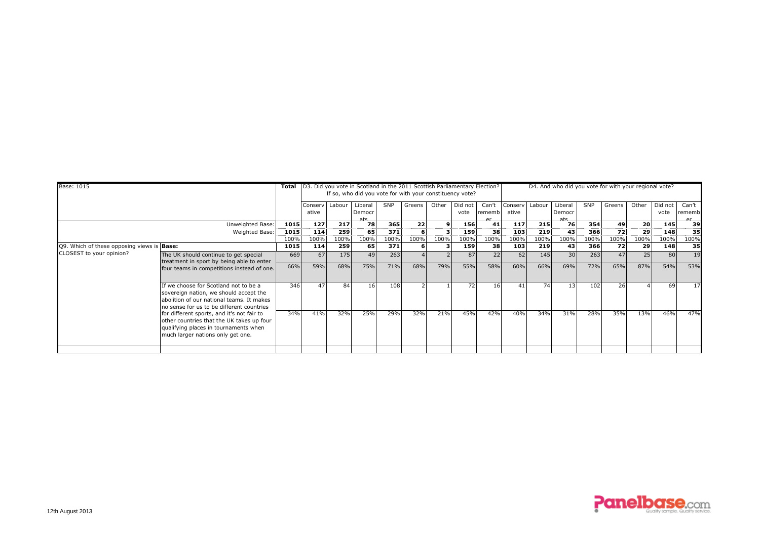| Base: 1015 | | Total | D3. Did you vote in Scotland in the 2011 Scottish Parliamentary Election? If so, who did you vote for with your constituency vote? | | | | | | | | D4. And who did you vote for with your regional vote? | | | | | | | |
|---|---|---|---|---|---|---|---|---|---|---|---|---|---|---|---|---|---|---|
| | | | Conservative | Labour | Liberal Democrats | SNP | Greens | Other | Did not vote | Can't remember | Conservative | Labour | Liberal Democrats | SNP | Greens | Other | Did not vote | Can't remember |
| | Unweighted Base: | **1015** | **127** | **217** | **78** | **365** | **22** | **9** | **156** | **41** | **117** | **215** | **76** | **354** | **49** | **20** | **145** | **39** |
| | Weighted Base: | **1015** | **114** | **259** | **65** | **371** | **6** | **3** | **159** | **38** | **103** | **219** | **43** | **366** | **72** | **29** | **148** | **35** |
| | | 100% | 100% | 100% | 100% | 100% | 100% | 100% | 100% | 100% | 100% | 100% | 100% | 100% | 100% | 100% | 100% | 100% |
| Q9. Which of these opposing views is CLOSEST to your opinion? | **Base:** | **1015** | **114** | **259** | **65** | **371** | **6** | **3** | **159** | **38** | **103** | **219** | **43** | **366** | **72** | **29** | **148** | **35** |
| | The UK should continue to get special treatment in sport by being able to enter four teams in competitions instead of one. | 669 | 67 | 175 | 49 | 263 | 4 | 2 | 87 | 22 | 62 | 145 | 30 | 263 | 47 | 25 | 80 | 19 |
| | | 66% | 59% | 68% | 75% | 71% | 68% | 79% | 55% | 58% | 60% | 66% | 69% | 72% | 65% | 87% | 54% | 53% |
| | If we choose for Scotland not to be a sovereign nation, we should accept the abolition of our national teams. It makes no sense for us to be different countries for different sports, and it's not fair to other countries that the UK takes up four qualifying places in tournaments when much larger nations only get one. | 346 | 47 | 84 | 16 | 108 | 2 | 1 | 72 | 16 | 41 | 74 | 13 | 102 | 26 | 4 | 69 | 17 |
| | | 34% | 41% | 32% | 25% | 29% | 32% | 21% | 45% | 42% | 40% | 34% | 31% | 28% | 35% | 13% | 46% | 47% |

12th August 2013